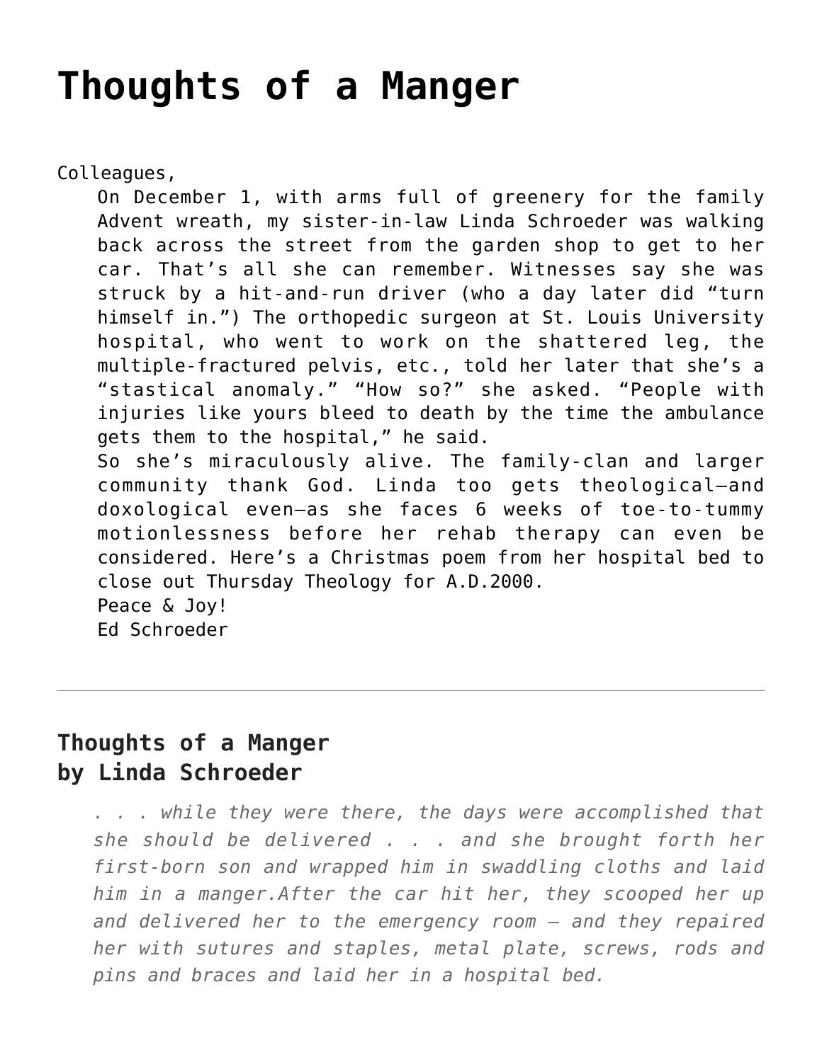# Thoughts of a Manger

Colleagues,

On December 1, with arms full of greenery for the family Advent wreath, my sister-in-law Linda Schroeder was walking back across the street from the garden shop to get to her car. That's all she can remember. Witnesses say she was struck by a hit-and-run driver (who a day later did "turn himself in.") The orthopedic surgeon at St. Louis University hospital, who went to work on the shattered leg, the multiple-fractured pelvis, etc., told her later that she's a "stastical anomaly." "How so?" she asked. "People with injuries like yours bleed to death by the time the ambulance gets them to the hospital," he said.

So she's miraculously alive. The family-clan and larger community thank God. Linda too gets theological—and doxological even—as she faces 6 weeks of toe-to-tummy motionlessness before her rehab therapy can even be considered. Here's a Christmas poem from her hospital bed to close out Thursday Theology for A.D.2000.

Peace & Joy!

Ed Schroeder

---

## Thoughts of a Manger
## by Linda Schroeder

*. . . while they were there, the days were accomplished that she should be delivered . . . and she brought forth her first-born son and wrapped him in swaddling cloths and laid him in a manger.After the car hit her, they scooped her up and delivered her to the emergency room — and they repaired her with sutures and staples, metal plate, screws, rods and pins and braces and laid her in a hospital bed.*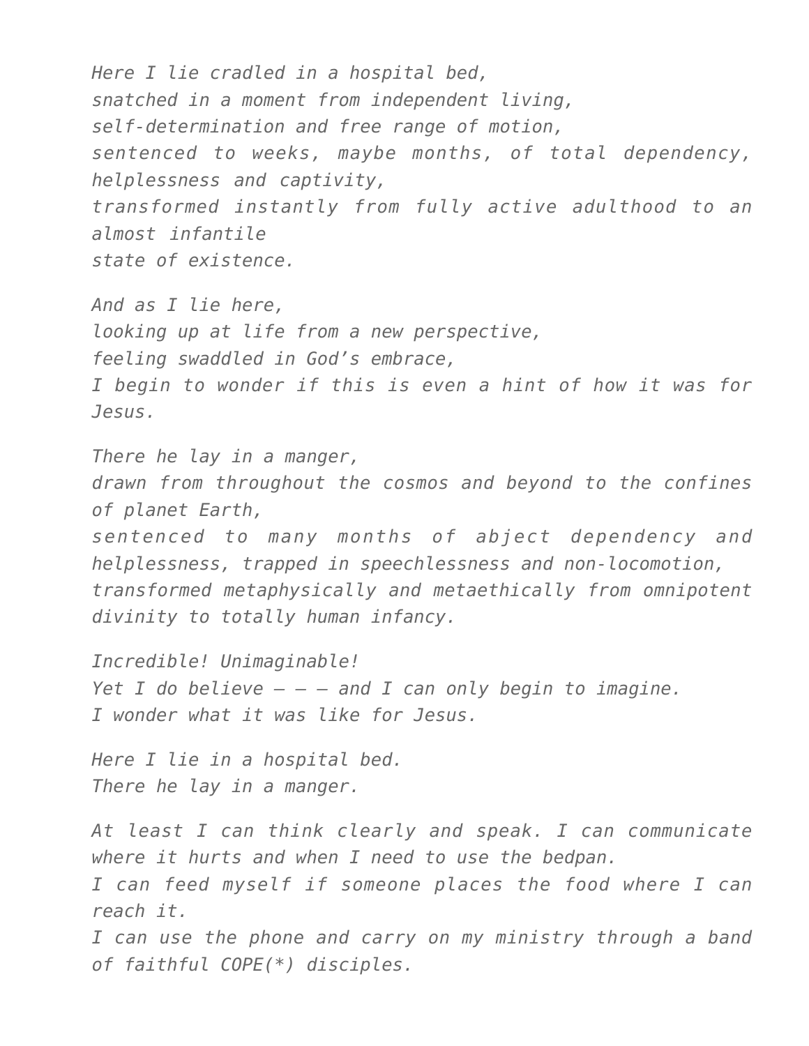*Here I lie cradled in a hospital bed,*
*snatched in a moment from independent living,*
*self-determination and free range of motion,*
*sentenced to weeks, maybe months, of total dependency, helplessness and captivity,*
*transformed instantly from fully active adulthood to an almost infantile*
*state of existence.*

*And as I lie here,*
*looking up at life from a new perspective,*
*feeling swaddled in God's embrace,*
*I begin to wonder if this is even a hint of how it was for Jesus.*

*There he lay in a manger,*
*drawn from throughout the cosmos and beyond to the confines of planet Earth,*
*sentenced to many months of abject dependency and helplessness, trapped in speechlessness and non-locomotion,*
*transformed metaphysically and metaethically from omnipotent divinity to totally human infancy.*

*Incredible! Unimaginable!*
*Yet I do believe – – – and I can only begin to imagine.*
*I wonder what it was like for Jesus.*

*Here I lie in a hospital bed.*
*There he lay in a manger.*

*At least I can think clearly and speak. I can communicate where it hurts and when I need to use the bedpan.*
*I can feed myself if someone places the food where I can reach it.*
*I can use the phone and carry on my ministry through a band of faithful COPE(*) disciples.*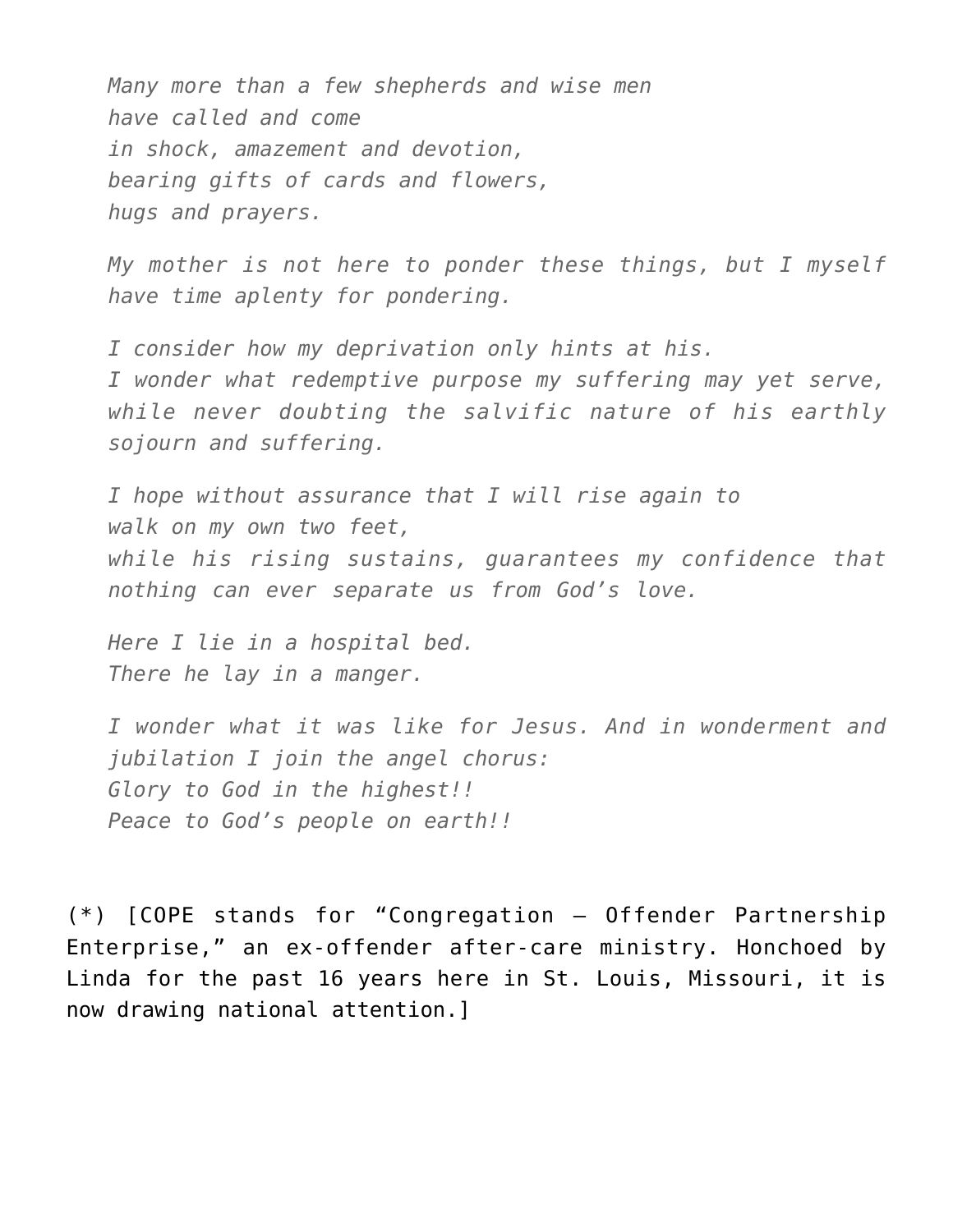*Many more than a few shepherds and wise men*
*have called and come*
*in shock, amazement and devotion,*
*bearing gifts of cards and flowers,*
*hugs and prayers.*

*My mother is not here to ponder these things, but I myself have time aplenty for pondering.*

*I consider how my deprivation only hints at his.*
*I wonder what redemptive purpose my suffering may yet serve, while never doubting the salvific nature of his earthly sojourn and suffering.*

*I hope without assurance that I will rise again to*
*walk on my own two feet,*
*while his rising sustains, guarantees my confidence that nothing can ever separate us from God's love.*

*Here I lie in a hospital bed.*
*There he lay in a manger.*

*I wonder what it was like for Jesus. And in wonderment and jubilation I join the angel chorus:*
*Glory to God in the highest!!*
*Peace to God's people on earth!!*

(*) [COPE stands for "Congregation – Offender Partnership Enterprise," an ex-offender after-care ministry. Honchoed by Linda for the past 16 years here in St. Louis, Missouri, it is now drawing national attention.]